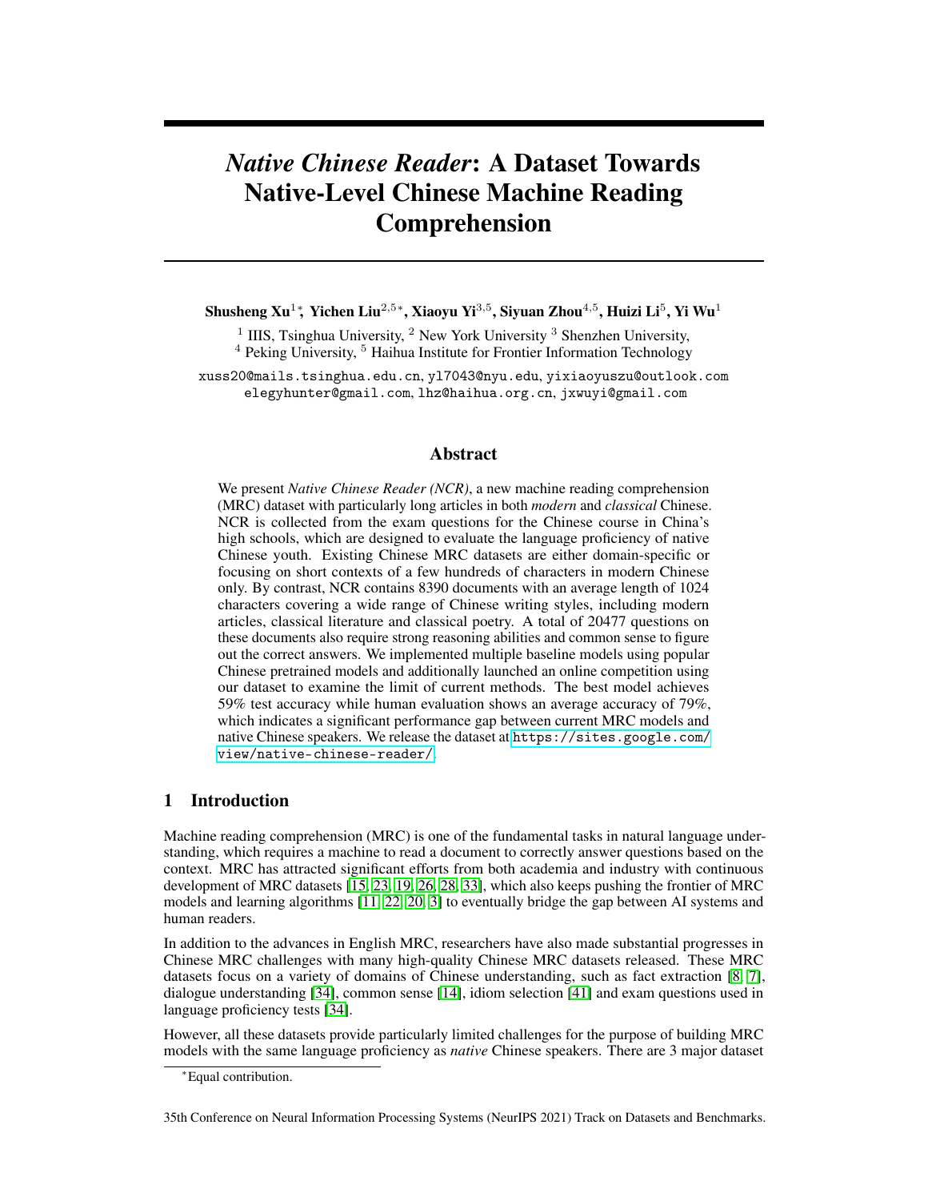# *Native Chinese Reader*: A Dataset Towards Native-Level Chinese Machine Reading Comprehension

**Shusheng Xu[1]\*, Yichen Liu[2,5]\*, Xiaoyu Yi[3,5], Siyuan Zhou[4,5], Huizi Li[5], Yi Wu[1]**

[1] IIIS, Tsinghua University, [2] New York University [3] Shenzhen University,
[4] Peking University, [5] Haihua Institute for Frontier Information Technology

xuss20@mails.tsinghua.edu.cn, yl7043@nyu.edu, yixiaoyuszu@outlook.com
elegyhunter@gmail.com, lhz@haihua.org.cn, jxwuyi@gmail.com

## Abstract

We present *Native Chinese Reader (NCR)*, a new machine reading comprehension (MRC) dataset with particularly long articles in both *modern* and *classical* Chinese. NCR is collected from the exam questions for the Chinese course in China's high schools, which are designed to evaluate the language proficiency of native Chinese youth. Existing Chinese MRC datasets are either domain-specific or focusing on short contexts of a few hundreds of characters in modern Chinese only. By contrast, NCR contains 8390 documents with an average length of 1024 characters covering a wide range of Chinese writing styles, including modern articles, classical literature and classical poetry. A total of 20477 questions on these documents also require strong reasoning abilities and common sense to figure out the correct answers. We implemented multiple baseline models using popular Chinese pretrained models and additionally launched an online competition using our dataset to examine the limit of current methods. The best model achieves 59% test accuracy while human evaluation shows an average accuracy of 79%, which indicates a significant performance gap between current MRC models and native Chinese speakers. We release the dataset at https://sites.google.com/view/native-chinese-reader/.

## 1 Introduction

Machine reading comprehension (MRC) is one of the fundamental tasks in natural language understanding, which requires a machine to read a document to correctly answer questions based on the context. MRC has attracted significant efforts from both academia and industry with continuous development of MRC datasets [15, 23, 19, 26, 28, 33], which also keeps pushing the frontier of MRC models and learning algorithms [11, 22, 20, 3] to eventually bridge the gap between AI systems and human readers.

In addition to the advances in English MRC, researchers have also made substantial progresses in Chinese MRC challenges with many high-quality Chinese MRC datasets released. These MRC datasets focus on a variety of domains of Chinese understanding, such as fact extraction [8, 7], dialogue understanding [34], common sense [14], idiom selection [41] and exam questions used in language proficiency tests [34].

However, all these datasets provide particularly limited challenges for the purpose of building MRC models with the same language proficiency as *native* Chinese speakers. There are 3 major dataset

\*Equal contribution.

35th Conference on Neural Information Processing Systems (NeurIPS 2021) Track on Datasets and Benchmarks.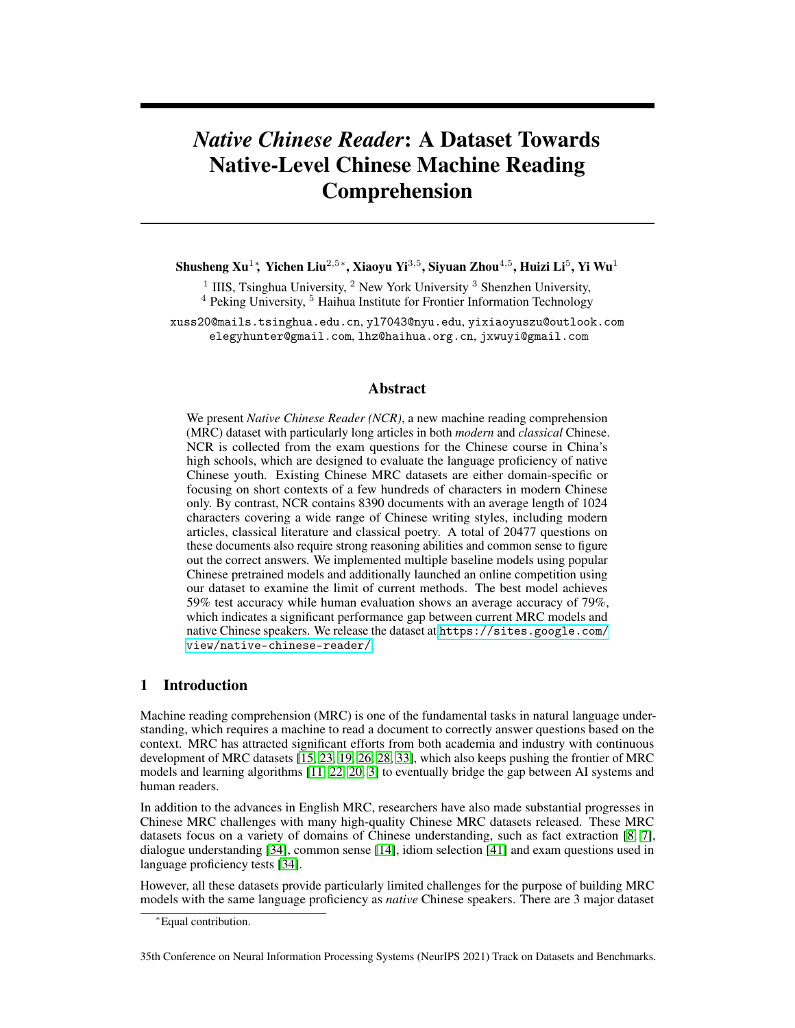# *Native Chinese Reader*: A Dataset Towards Native-Level Chinese Machine Reading Comprehension

**Shusheng Xu**[1]*, **Yichen Liu**[2,5]*, **Xiaoyu Yi**[3,5], **Siyuan Zhou**[4,5], **Huizi Li**[5], **Yi Wu**[1]

[1] IIIS, Tsinghua University, [2] New York University [3] Shenzhen University, [4] Peking University, [5] Haihua Institute for Frontier Information Technology

xuss20@mails.tsinghua.edu.cn, yl7043@nyu.edu, yixiaoyuszu@outlook.com elegyhunter@gmail.com, lhz@haihua.org.cn, jxwuyi@gmail.com

## Abstract

We present *Native Chinese Reader (NCR)*, a new machine reading comprehension (MRC) dataset with particularly long articles in both *modern* and *classical* Chinese. NCR is collected from the exam questions for the Chinese course in China's high schools, which are designed to evaluate the language proficiency of native Chinese youth. Existing Chinese MRC datasets are either domain-specific or focusing on short contexts of a few hundreds of characters in modern Chinese only. By contrast, NCR contains 8390 documents with an average length of 1024 characters covering a wide range of Chinese writing styles, including modern articles, classical literature and classical poetry. A total of 20477 questions on these documents also require strong reasoning abilities and common sense to figure out the correct answers. We implemented multiple baseline models using popular Chinese pretrained models and additionally launched an online competition using our dataset to examine the limit of current methods. The best model achieves 59% test accuracy while human evaluation shows an average accuracy of 79%, which indicates a significant performance gap between current MRC models and native Chinese speakers. We release the dataset at https://sites.google.com/view/native-chinese-reader/.

## 1 Introduction

Machine reading comprehension (MRC) is one of the fundamental tasks in natural language understanding, which requires a machine to read a document to correctly answer questions based on the context. MRC has attracted significant efforts from both academia and industry with continuous development of MRC datasets [15, 23, 19, 26, 28, 33], which also keeps pushing the frontier of MRC models and learning algorithms [11, 22, 20, 3] to eventually bridge the gap between AI systems and human readers.

In addition to the advances in English MRC, researchers have also made substantial progresses in Chinese MRC challenges with many high-quality Chinese MRC datasets released. These MRC datasets focus on a variety of domains of Chinese understanding, such as fact extraction [8, 7], dialogue understanding [34], common sense [14], idiom selection [41] and exam questions used in language proficiency tests [34].

However, all these datasets provide particularly limited challenges for the purpose of building MRC models with the same language proficiency as *native* Chinese speakers. There are 3 major dataset

*Equal contribution.

35th Conference on Neural Information Processing Systems (NeurIPS 2021) Track on Datasets and Benchmarks.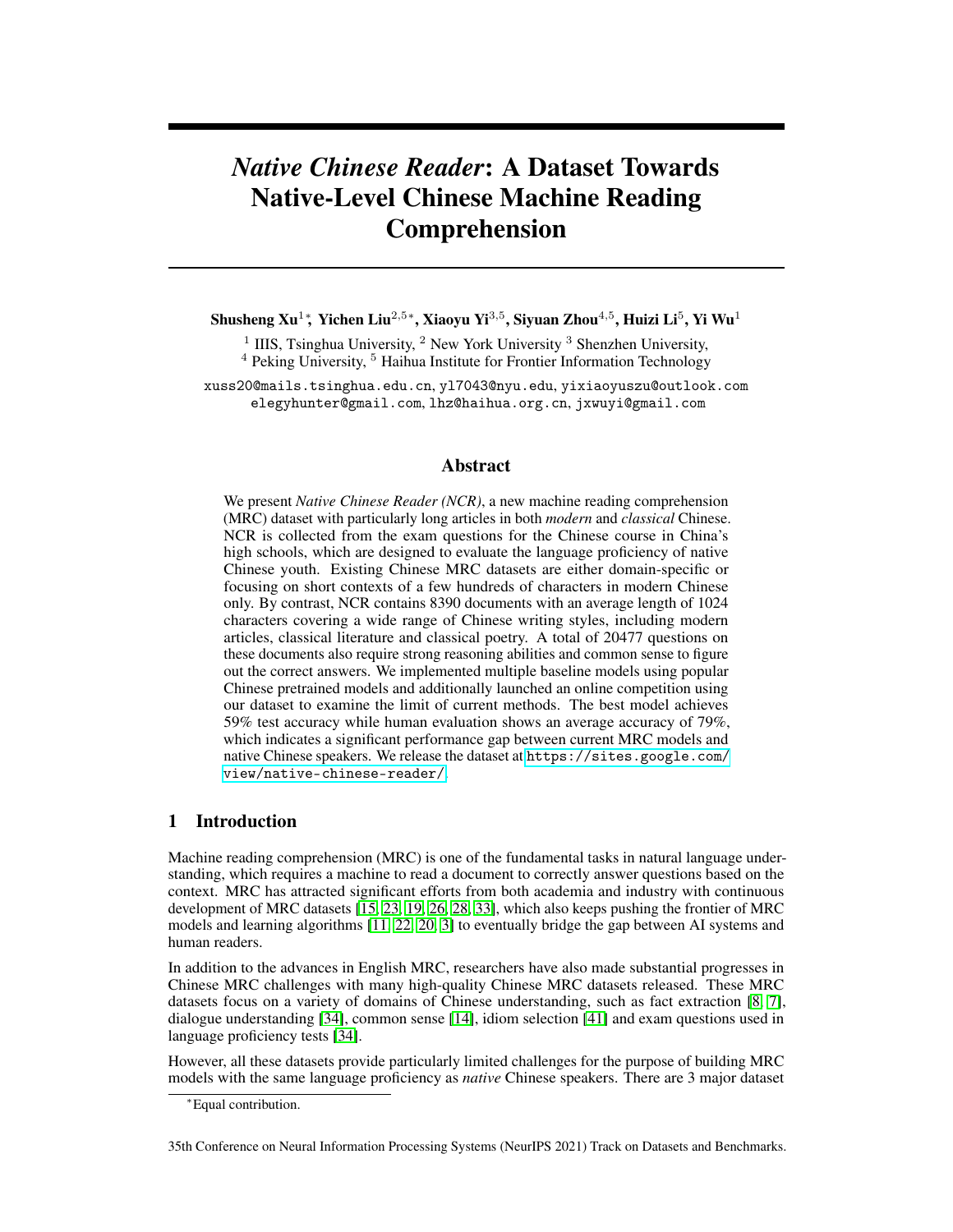# *Native Chinese Reader*: A Dataset Towards Native-Level Chinese Machine Reading Comprehension

**Shusheng Xu**[1]\*, **Yichen Liu**[2,5]\*, **Xiaoyu Yi**[3,5], **Siyuan Zhou**[4,5], **Huizi Li**[5], **Yi Wu**[1]

[1] IIIS, Tsinghua University, [2] New York University [3] Shenzhen University, [4] Peking University, [5] Haihua Institute for Frontier Information Technology

xuss20@mails.tsinghua.edu.cn, yl7043@nyu.edu, yixiaoyuszu@outlook.com elegyhunter@gmail.com, lhz@haihua.org.cn, jxwuyi@gmail.com

## Abstract

We present *Native Chinese Reader (NCR)*, a new machine reading comprehension (MRC) dataset with particularly long articles in both *modern* and *classical* Chinese. NCR is collected from the exam questions for the Chinese course in China's high schools, which are designed to evaluate the language proficiency of native Chinese youth. Existing Chinese MRC datasets are either domain-specific or focusing on short contexts of a few hundreds of characters in modern Chinese only. By contrast, NCR contains 8390 documents with an average length of 1024 characters covering a wide range of Chinese writing styles, including modern articles, classical literature and classical poetry. A total of 20477 questions on these documents also require strong reasoning abilities and common sense to figure out the correct answers. We implemented multiple baseline models using popular Chinese pretrained models and additionally launched an online competition using our dataset to examine the limit of current methods. The best model achieves 59% test accuracy while human evaluation shows an average accuracy of 79%, which indicates a significant performance gap between current MRC models and native Chinese speakers. We release the dataset at https://sites.google.com/view/native-chinese-reader/.

## 1 Introduction

Machine reading comprehension (MRC) is one of the fundamental tasks in natural language understanding, which requires a machine to read a document to correctly answer questions based on the context. MRC has attracted significant efforts from both academia and industry with continuous development of MRC datasets [15, 23, 19, 26, 28, 33], which also keeps pushing the frontier of MRC models and learning algorithms [11, 22, 20, 3] to eventually bridge the gap between AI systems and human readers.

In addition to the advances in English MRC, researchers have also made substantial progresses in Chinese MRC challenges with many high-quality Chinese MRC datasets released. These MRC datasets focus on a variety of domains of Chinese understanding, such as fact extraction [8, 7], dialogue understanding [34], common sense [14], idiom selection [41] and exam questions used in language proficiency tests [34].

However, all these datasets provide particularly limited challenges for the purpose of building MRC models with the same language proficiency as *native* Chinese speakers. There are 3 major dataset

\*Equal contribution.

35th Conference on Neural Information Processing Systems (NeurIPS 2021) Track on Datasets and Benchmarks.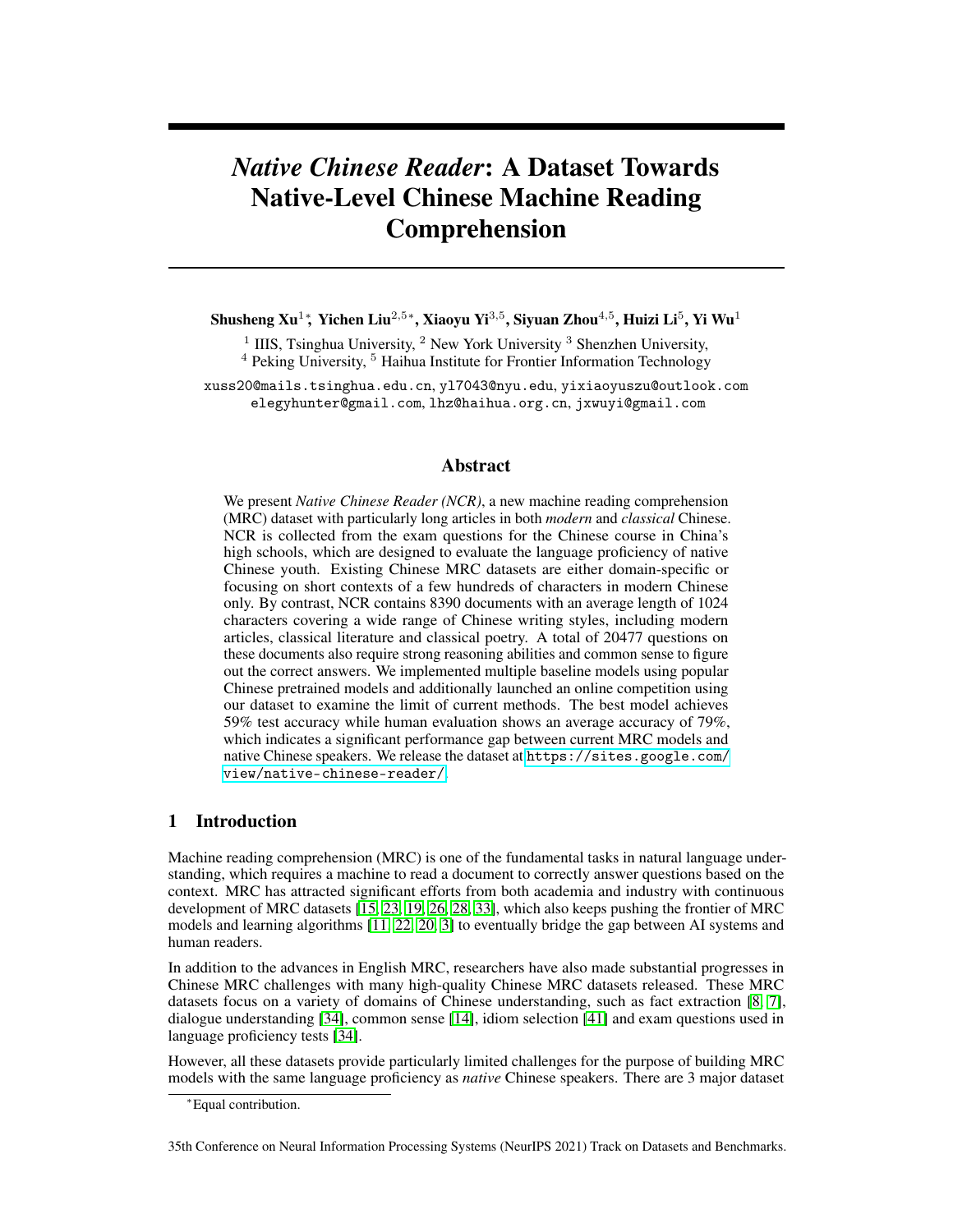# *Native Chinese Reader*: A Dataset Towards Native-Level Chinese Machine Reading Comprehension

**Shusheng Xu**[1]*, **Yichen Liu**[2,5]*, **Xiaoyu Yi**[3,5], **Siyuan Zhou**[4,5], **Huizi Li**[5], **Yi Wu**[1]

[1] IIIS, Tsinghua University, [2] New York University [3] Shenzhen University,
[4] Peking University, [5] Haihua Institute for Frontier Information Technology

xuss20@mails.tsinghua.edu.cn, yl7043@nyu.edu, yixiaoyuszu@outlook.com
elegyhunter@gmail.com, lhz@haihua.org.cn, jxwuyi@gmail.com

## Abstract

We present *Native Chinese Reader (NCR)*, a new machine reading comprehension (MRC) dataset with particularly long articles in both *modern* and *classical* Chinese. NCR is collected from the exam questions for the Chinese course in China's high schools, which are designed to evaluate the language proficiency of native Chinese youth. Existing Chinese MRC datasets are either domain-specific or focusing on short contexts of a few hundreds of characters in modern Chinese only. By contrast, NCR contains 8390 documents with an average length of 1024 characters covering a wide range of Chinese writing styles, including modern articles, classical literature and classical poetry. A total of 20477 questions on these documents also require strong reasoning abilities and common sense to figure out the correct answers. We implemented multiple baseline models using popular Chinese pretrained models and additionally launched an online competition using our dataset to examine the limit of current methods. The best model achieves 59% test accuracy while human evaluation shows an average accuracy of 79%, which indicates a significant performance gap between current MRC models and native Chinese speakers. We release the dataset at https://sites.google.com/view/native-chinese-reader/.

## 1 Introduction

Machine reading comprehension (MRC) is one of the fundamental tasks in natural language understanding, which requires a machine to read a document to correctly answer questions based on the context. MRC has attracted significant efforts from both academia and industry with continuous development of MRC datasets [15, 23, 19, 26, 28, 33], which also keeps pushing the frontier of MRC models and learning algorithms [11, 22, 20, 3] to eventually bridge the gap between AI systems and human readers.

In addition to the advances in English MRC, researchers have also made substantial progresses in Chinese MRC challenges with many high-quality Chinese MRC datasets released. These MRC datasets focus on a variety of domains of Chinese understanding, such as fact extraction [8, 7], dialogue understanding [34], common sense [14], idiom selection [41] and exam questions used in language proficiency tests [34].

However, all these datasets provide particularly limited challenges for the purpose of building MRC models with the same language proficiency as *native* Chinese speakers. There are 3 major dataset

*Equal contribution.

35th Conference on Neural Information Processing Systems (NeurIPS 2021) Track on Datasets and Benchmarks.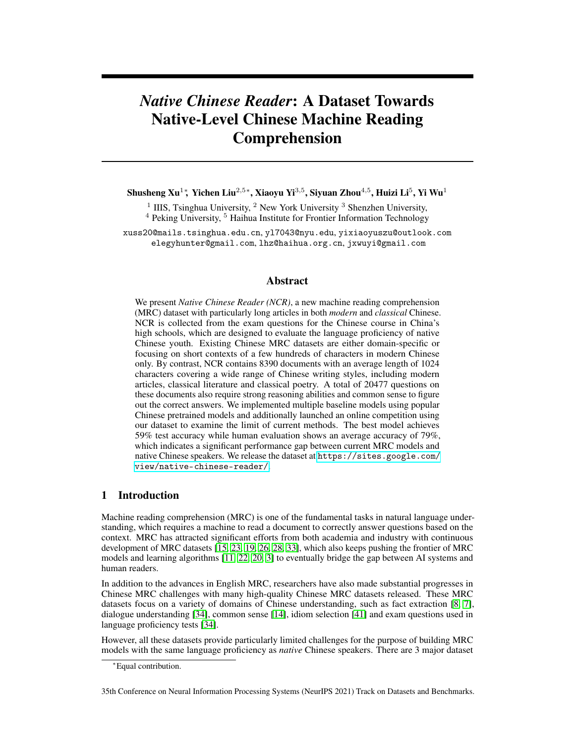# *Native Chinese Reader*: A Dataset Towards Native-Level Chinese Machine Reading Comprehension

**Shusheng Xu**[1]*, **Yichen Liu**[2,5]*, **Xiaoyu Yi**[3,5], **Siyuan Zhou**[4,5], **Huizi Li**[5], **Yi Wu**[1]

[1] IIIS, Tsinghua University, [2] New York University [3] Shenzhen University,
[4] Peking University, [5] Haihua Institute for Frontier Information Technology

xuss20@mails.tsinghua.edu.cn, yl7043@nyu.edu, yixiaoyuszu@outlook.com
elegyhunter@gmail.com, lhz@haihua.org.cn, jxwuyi@gmail.com

## Abstract

We present *Native Chinese Reader (NCR)*, a new machine reading comprehension (MRC) dataset with particularly long articles in both *modern* and *classical* Chinese. NCR is collected from the exam questions for the Chinese course in China's high schools, which are designed to evaluate the language proficiency of native Chinese youth. Existing Chinese MRC datasets are either domain-specific or focusing on short contexts of a few hundreds of characters in modern Chinese only. By contrast, NCR contains 8390 documents with an average length of 1024 characters covering a wide range of Chinese writing styles, including modern articles, classical literature and classical poetry. A total of 20477 questions on these documents also require strong reasoning abilities and common sense to figure out the correct answers. We implemented multiple baseline models using popular Chinese pretrained models and additionally launched an online competition using our dataset to examine the limit of current methods. The best model achieves 59% test accuracy while human evaluation shows an average accuracy of 79%, which indicates a significant performance gap between current MRC models and native Chinese speakers. We release the dataset at https://sites.google.com/view/native-chinese-reader/.

## 1 Introduction

Machine reading comprehension (MRC) is one of the fundamental tasks in natural language understanding, which requires a machine to read a document to correctly answer questions based on the context. MRC has attracted significant efforts from both academia and industry with continuous development of MRC datasets [15, 23, 19, 26, 28, 33], which also keeps pushing the frontier of MRC models and learning algorithms [11, 22, 20, 3] to eventually bridge the gap between AI systems and human readers.

In addition to the advances in English MRC, researchers have also made substantial progresses in Chinese MRC challenges with many high-quality Chinese MRC datasets released. These MRC datasets focus on a variety of domains of Chinese understanding, such as fact extraction [8, 7], dialogue understanding [34], common sense [14], idiom selection [41] and exam questions used in language proficiency tests [34].

However, all these datasets provide particularly limited challenges for the purpose of building MRC models with the same language proficiency as *native* Chinese speakers. There are 3 major dataset

*Equal contribution.

35th Conference on Neural Information Processing Systems (NeurIPS 2021) Track on Datasets and Benchmarks.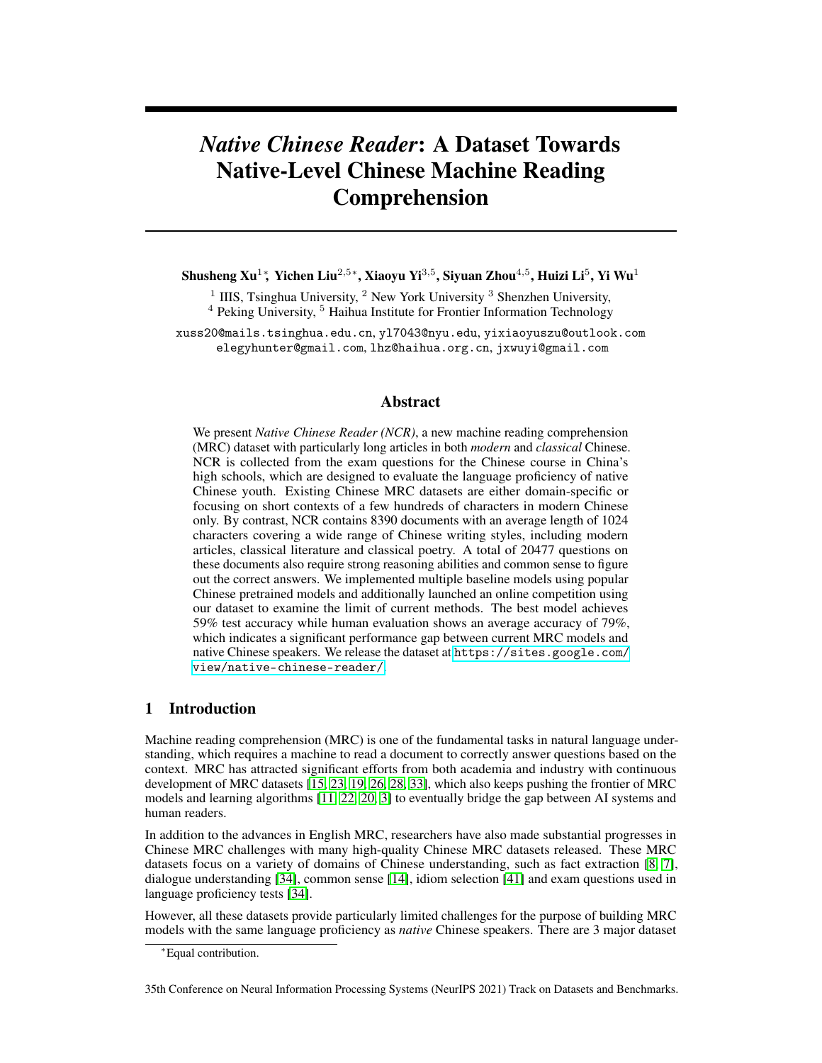# *Native Chinese Reader*: A Dataset Towards Native-Level Chinese Machine Reading Comprehension

**Shusheng Xu**[1]\*, **Yichen Liu**[2,5]\*, **Xiaoyu Yi**[3,5], **Siyuan Zhou**[4,5], **Huizi Li**[5], **Yi Wu**[1]

[1] IIIS, Tsinghua University, [2] New York University [3] Shenzhen University,
[4] Peking University, [5] Haihua Institute for Frontier Information Technology

xuss20@mails.tsinghua.edu.cn, yl7043@nyu.edu, yixiaoyuszu@outlook.com
elegyhunter@gmail.com, lhz@haihua.org.cn, jxwuyi@gmail.com

## Abstract

We present *Native Chinese Reader (NCR)*, a new machine reading comprehension (MRC) dataset with particularly long articles in both *modern* and *classical* Chinese. NCR is collected from the exam questions for the Chinese course in China's high schools, which are designed to evaluate the language proficiency of native Chinese youth. Existing Chinese MRC datasets are either domain-specific or focusing on short contexts of a few hundreds of characters in modern Chinese only. By contrast, NCR contains 8390 documents with an average length of 1024 characters covering a wide range of Chinese writing styles, including modern articles, classical literature and classical poetry. A total of 20477 questions on these documents also require strong reasoning abilities and common sense to figure out the correct answers. We implemented multiple baseline models using popular Chinese pretrained models and additionally launched an online competition using our dataset to examine the limit of current methods. The best model achieves 59% test accuracy while human evaluation shows an average accuracy of 79%, which indicates a significant performance gap between current MRC models and native Chinese speakers. We release the dataset at https://sites.google.com/view/native-chinese-reader/.

## 1 Introduction

Machine reading comprehension (MRC) is one of the fundamental tasks in natural language understanding, which requires a machine to read a document to correctly answer questions based on the context. MRC has attracted significant efforts from both academia and industry with continuous development of MRC datasets [15, 23, 19, 26, 28, 33], which also keeps pushing the frontier of MRC models and learning algorithms [11, 22, 20, 3] to eventually bridge the gap between AI systems and human readers.

In addition to the advances in English MRC, researchers have also made substantial progresses in Chinese MRC challenges with many high-quality Chinese MRC datasets released. These MRC datasets focus on a variety of domains of Chinese understanding, such as fact extraction [8, 7], dialogue understanding [34], common sense [14], idiom selection [41] and exam questions used in language proficiency tests [34].

However, all these datasets provide particularly limited challenges for the purpose of building MRC models with the same language proficiency as *native* Chinese speakers. There are 3 major dataset

\*Equal contribution.

35th Conference on Neural Information Processing Systems (NeurIPS 2021) Track on Datasets and Benchmarks.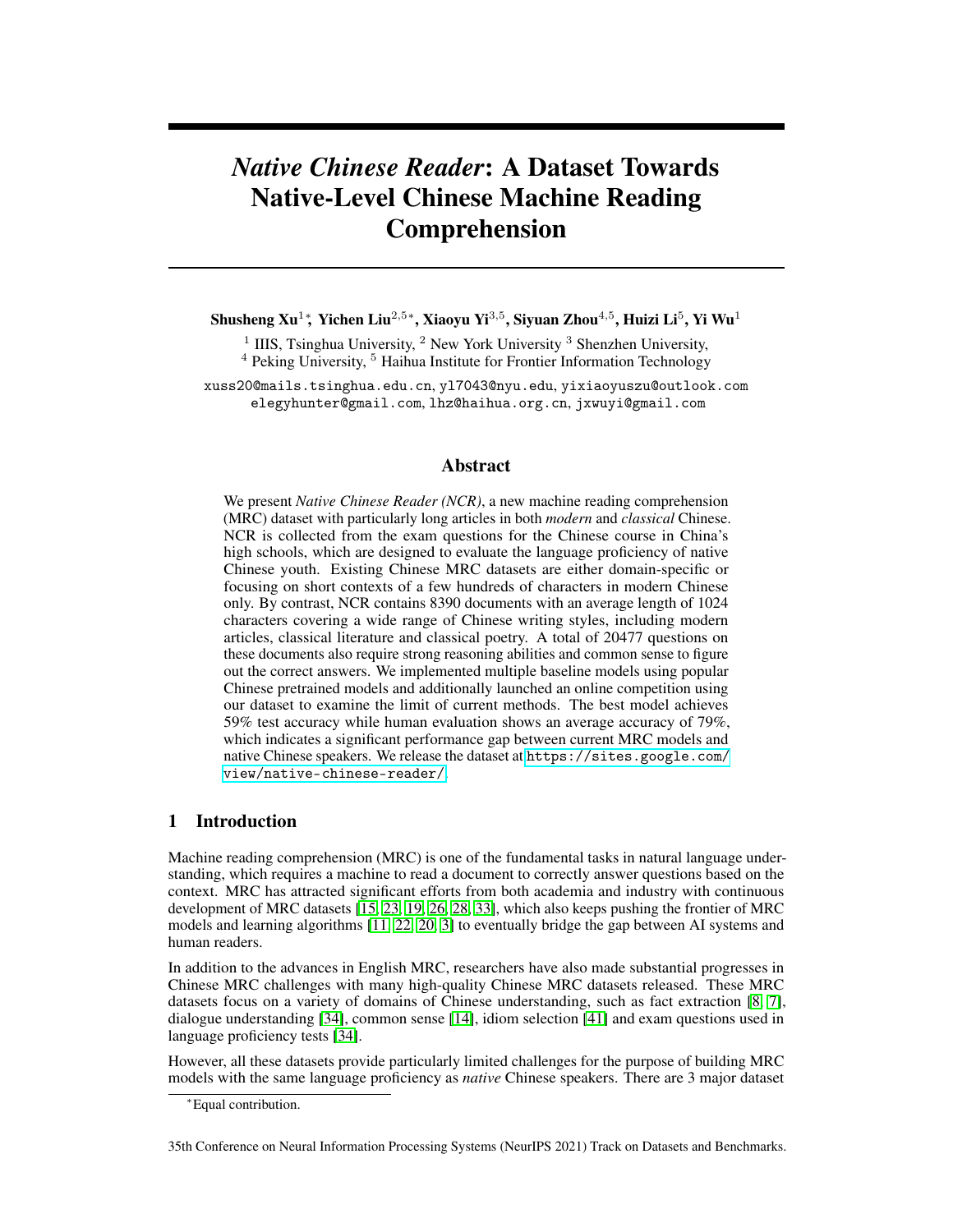# *Native Chinese Reader*: A Dataset Towards Native-Level Chinese Machine Reading Comprehension

**Shusheng Xu**[1]*, **Yichen Liu**[2,5]*, **Xiaoyu Yi**[3,5], **Siyuan Zhou**[4,5], **Huizi Li**[5], **Yi Wu**[1]

[1] IIIS, Tsinghua University, [2] New York University [3] Shenzhen University,
[4] Peking University, [5] Haihua Institute for Frontier Information Technology

xuss20@mails.tsinghua.edu.cn, yl7043@nyu.edu, yixiaoyuszu@outlook.com
elegyhunter@gmail.com, lhz@haihua.org.cn, jxwuyi@gmail.com

## Abstract

We present *Native Chinese Reader (NCR)*, a new machine reading comprehension (MRC) dataset with particularly long articles in both *modern* and *classical* Chinese. NCR is collected from the exam questions for the Chinese course in China's high schools, which are designed to evaluate the language proficiency of native Chinese youth. Existing Chinese MRC datasets are either domain-specific or focusing on short contexts of a few hundreds of characters in modern Chinese only. By contrast, NCR contains 8390 documents with an average length of 1024 characters covering a wide range of Chinese writing styles, including modern articles, classical literature and classical poetry. A total of 20477 questions on these documents also require strong reasoning abilities and common sense to figure out the correct answers. We implemented multiple baseline models using popular Chinese pretrained models and additionally launched an online competition using our dataset to examine the limit of current methods. The best model achieves 59% test accuracy while human evaluation shows an average accuracy of 79%, which indicates a significant performance gap between current MRC models and native Chinese speakers. We release the dataset at https://sites.google.com/view/native-chinese-reader/.

## 1 Introduction

Machine reading comprehension (MRC) is one of the fundamental tasks in natural language understanding, which requires a machine to read a document to correctly answer questions based on the context. MRC has attracted significant efforts from both academia and industry with continuous development of MRC datasets [15, 23, 19, 26, 28, 33], which also keeps pushing the frontier of MRC models and learning algorithms [11, 22, 20, 3] to eventually bridge the gap between AI systems and human readers.

In addition to the advances in English MRC, researchers have also made substantial progresses in Chinese MRC challenges with many high-quality Chinese MRC datasets released. These MRC datasets focus on a variety of domains of Chinese understanding, such as fact extraction [8, 7], dialogue understanding [34], common sense [14], idiom selection [41] and exam questions used in language proficiency tests [34].

However, all these datasets provide particularly limited challenges for the purpose of building MRC models with the same language proficiency as *native* Chinese speakers. There are 3 major dataset

*Equal contribution.

35th Conference on Neural Information Processing Systems (NeurIPS 2021) Track on Datasets and Benchmarks.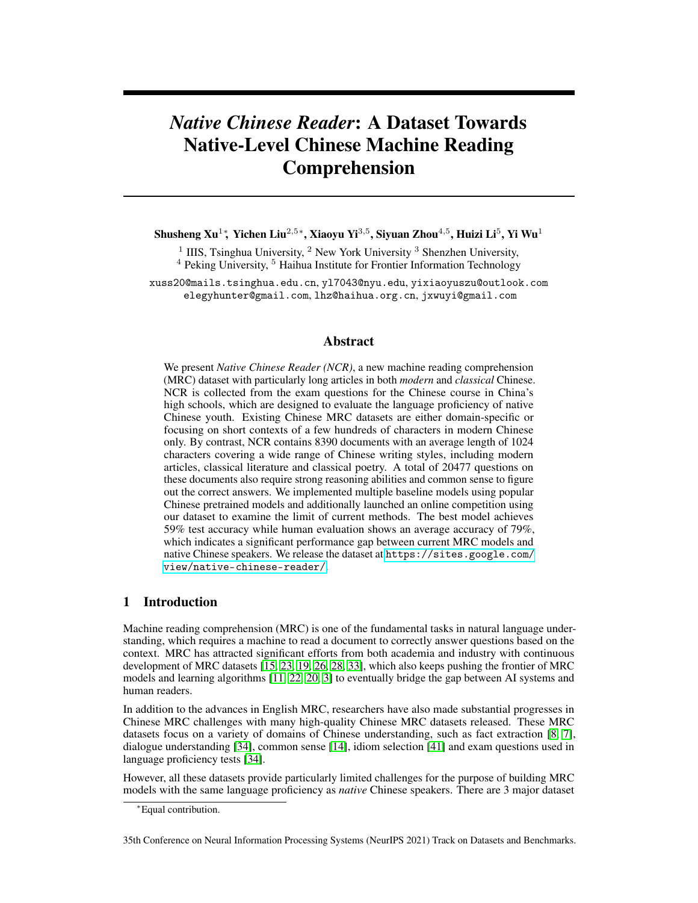# *Native Chinese Reader*: A Dataset Towards Native-Level Chinese Machine Reading Comprehension

**Shusheng Xu**[1]*, **Yichen Liu**[2,5]*, **Xiaoyu Yi**[3,5], **Siyuan Zhou**[4,5], **Huizi Li**[5], **Yi Wu**[1]

[1] IIIS, Tsinghua University, [2] New York University [3] Shenzhen University, [4] Peking University, [5] Haihua Institute for Frontier Information Technology

xuss20@mails.tsinghua.edu.cn, yl7043@nyu.edu, yixiaoyuszu@outlook.com
elegyhunter@gmail.com, lhz@haihua.org.cn, jxwuyi@gmail.com

## Abstract

We present *Native Chinese Reader (NCR)*, a new machine reading comprehension (MRC) dataset with particularly long articles in both *modern* and *classical* Chinese. NCR is collected from the exam questions for the Chinese course in China's high schools, which are designed to evaluate the language proficiency of native Chinese youth. Existing Chinese MRC datasets are either domain-specific or focusing on short contexts of a few hundreds of characters in modern Chinese only. By contrast, NCR contains 8390 documents with an average length of 1024 characters covering a wide range of Chinese writing styles, including modern articles, classical literature and classical poetry. A total of 20477 questions on these documents also require strong reasoning abilities and common sense to figure out the correct answers. We implemented multiple baseline models using popular Chinese pretrained models and additionally launched an online competition using our dataset to examine the limit of current methods. The best model achieves 59% test accuracy while human evaluation shows an average accuracy of 79%, which indicates a significant performance gap between current MRC models and native Chinese speakers. We release the dataset at https://sites.google.com/view/native-chinese-reader/.

## 1 Introduction

Machine reading comprehension (MRC) is one of the fundamental tasks in natural language understanding, which requires a machine to read a document to correctly answer questions based on the context. MRC has attracted significant efforts from both academia and industry with continuous development of MRC datasets [15, 23, 19, 26, 28, 33], which also keeps pushing the frontier of MRC models and learning algorithms [11, 22, 20, 3] to eventually bridge the gap between AI systems and human readers.

In addition to the advances in English MRC, researchers have also made substantial progresses in Chinese MRC challenges with many high-quality Chinese MRC datasets released. These MRC datasets focus on a variety of domains of Chinese understanding, such as fact extraction [8, 7], dialogue understanding [34], common sense [14], idiom selection [41] and exam questions used in language proficiency tests [34].

However, all these datasets provide particularly limited challenges for the purpose of building MRC models with the same language proficiency as *native* Chinese speakers. There are 3 major dataset

*Equal contribution.

35th Conference on Neural Information Processing Systems (NeurIPS 2021) Track on Datasets and Benchmarks.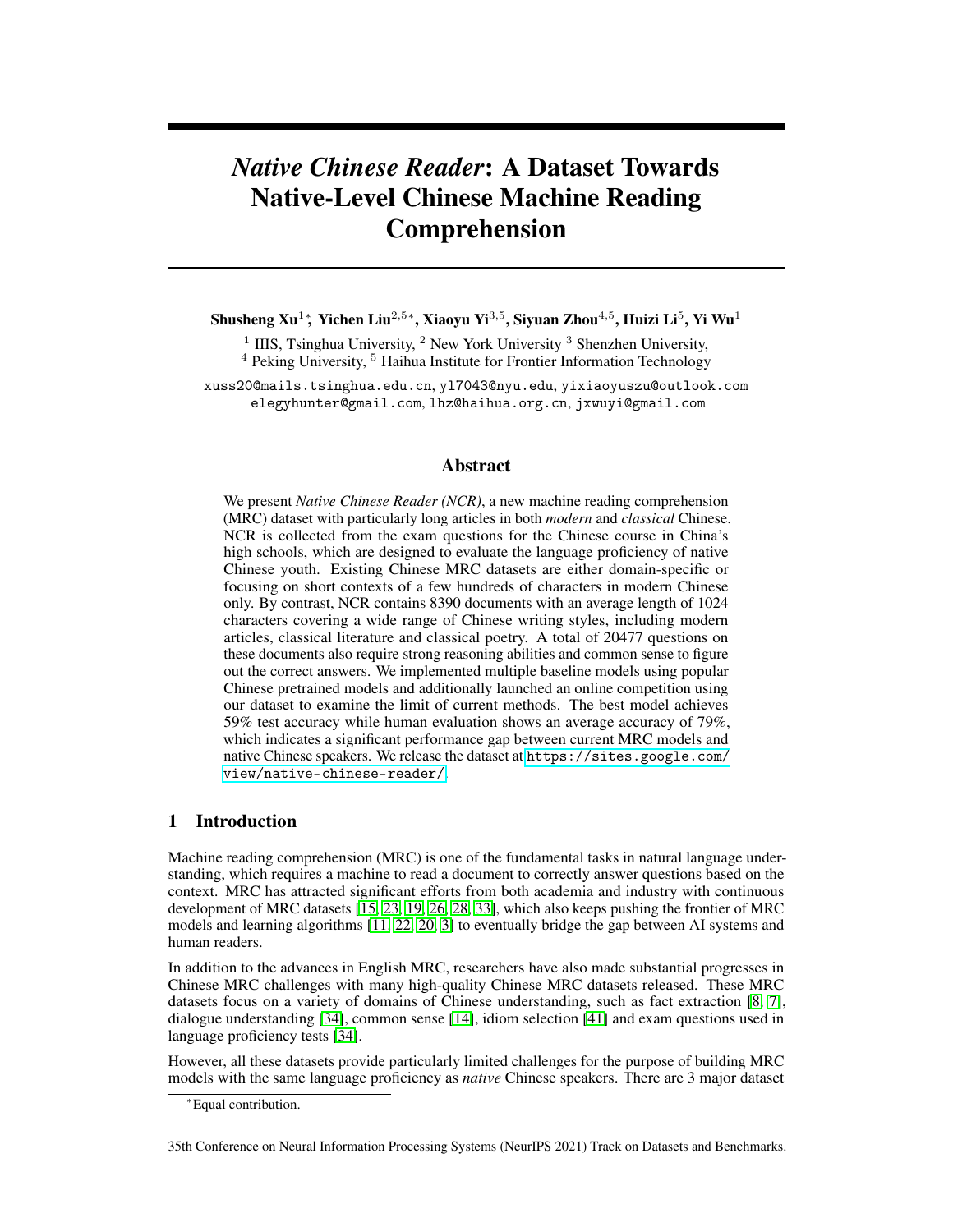# *Native Chinese Reader*: A Dataset Towards Native-Level Chinese Machine Reading Comprehension

**Shusheng Xu**[1]*, **Yichen Liu**[2,5]*, **Xiaoyu Yi**[3,5], **Siyuan Zhou**[4,5], **Huizi Li**[5], **Yi Wu**[1]

[1] IIIS, Tsinghua University, [2] New York University [3] Shenzhen University,
[4] Peking University, [5] Haihua Institute for Frontier Information Technology

xuss20@mails.tsinghua.edu.cn, yl7043@nyu.edu, yixiaoyuszu@outlook.com
elegyhunter@gmail.com, lhz@haihua.org.cn, jxwuyi@gmail.com

## Abstract

We present *Native Chinese Reader (NCR)*, a new machine reading comprehension (MRC) dataset with particularly long articles in both *modern* and *classical* Chinese. NCR is collected from the exam questions for the Chinese course in China's high schools, which are designed to evaluate the language proficiency of native Chinese youth. Existing Chinese MRC datasets are either domain-specific or focusing on short contexts of a few hundreds of characters in modern Chinese only. By contrast, NCR contains 8390 documents with an average length of 1024 characters covering a wide range of Chinese writing styles, including modern articles, classical literature and classical poetry. A total of 20477 questions on these documents also require strong reasoning abilities and common sense to figure out the correct answers. We implemented multiple baseline models using popular Chinese pretrained models and additionally launched an online competition using our dataset to examine the limit of current methods. The best model achieves 59% test accuracy while human evaluation shows an average accuracy of 79%, which indicates a significant performance gap between current MRC models and native Chinese speakers. We release the dataset at https://sites.google.com/view/native-chinese-reader/.

## 1 Introduction

Machine reading comprehension (MRC) is one of the fundamental tasks in natural language understanding, which requires a machine to read a document to correctly answer questions based on the context. MRC has attracted significant efforts from both academia and industry with continuous development of MRC datasets [15, 23, 19, 26, 28, 33], which also keeps pushing the frontier of MRC models and learning algorithms [11, 22, 20, 3] to eventually bridge the gap between AI systems and human readers.

In addition to the advances in English MRC, researchers have also made substantial progresses in Chinese MRC challenges with many high-quality Chinese MRC datasets released. These MRC datasets focus on a variety of domains of Chinese understanding, such as fact extraction [8, 7], dialogue understanding [34], common sense [14], idiom selection [41] and exam questions used in language proficiency tests [34].

However, all these datasets provide particularly limited challenges for the purpose of building MRC models with the same language proficiency as *native* Chinese speakers. There are 3 major dataset

*Equal contribution.

35th Conference on Neural Information Processing Systems (NeurIPS 2021) Track on Datasets and Benchmarks.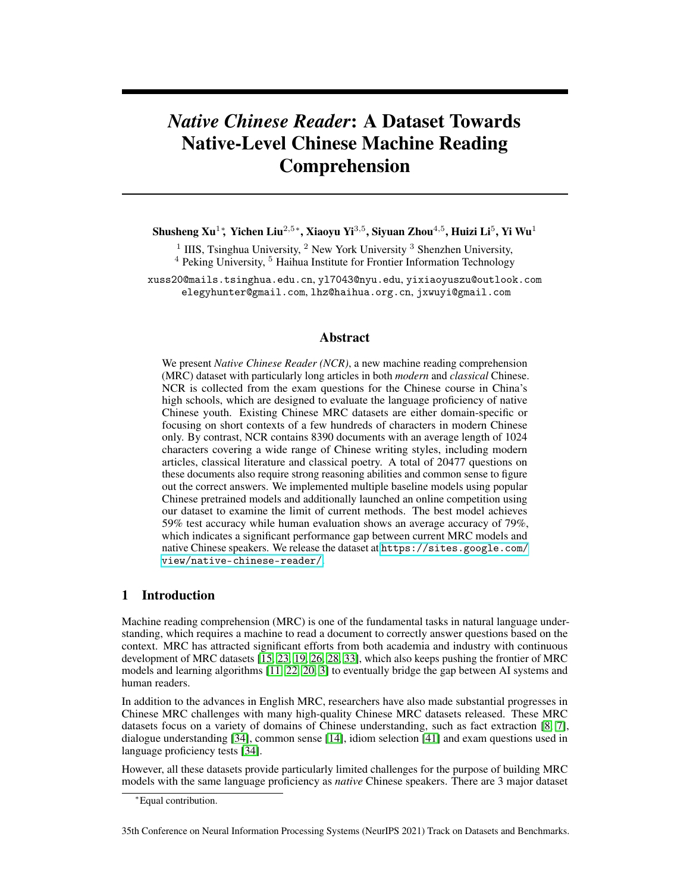# *Native Chinese Reader*: A Dataset Towards Native-Level Chinese Machine Reading Comprehension

**Shusheng Xu**[1]*, **Yichen Liu**[2,5]*, **Xiaoyu Yi**[3,5], **Siyuan Zhou**[4,5], **Huizi Li**[5], **Yi Wu**[1]

[1] IIIS, Tsinghua University, [2] New York University [3] Shenzhen University,
[4] Peking University, [5] Haihua Institute for Frontier Information Technology

xuss20@mails.tsinghua.edu.cn, yl7043@nyu.edu, yixiaoyuszu@outlook.com
elegyhunter@gmail.com, lhz@haihua.org.cn, jxwuyi@gmail.com

## Abstract

We present *Native Chinese Reader (NCR)*, a new machine reading comprehension (MRC) dataset with particularly long articles in both *modern* and *classical* Chinese. NCR is collected from the exam questions for the Chinese course in China's high schools, which are designed to evaluate the language proficiency of native Chinese youth. Existing Chinese MRC datasets are either domain-specific or focusing on short contexts of a few hundreds of characters in modern Chinese only. By contrast, NCR contains 8390 documents with an average length of 1024 characters covering a wide range of Chinese writing styles, including modern articles, classical literature and classical poetry. A total of 20477 questions on these documents also require strong reasoning abilities and common sense to figure out the correct answers. We implemented multiple baseline models using popular Chinese pretrained models and additionally launched an online competition using our dataset to examine the limit of current methods. The best model achieves 59% test accuracy while human evaluation shows an average accuracy of 79%, which indicates a significant performance gap between current MRC models and native Chinese speakers. We release the dataset at https://sites.google.com/view/native-chinese-reader/.

## 1 Introduction

Machine reading comprehension (MRC) is one of the fundamental tasks in natural language understanding, which requires a machine to read a document to correctly answer questions based on the context. MRC has attracted significant efforts from both academia and industry with continuous development of MRC datasets [15, 23, 19, 26, 28, 33], which also keeps pushing the frontier of MRC models and learning algorithms [11, 22, 20, 3] to eventually bridge the gap between AI systems and human readers.

In addition to the advances in English MRC, researchers have also made substantial progresses in Chinese MRC challenges with many high-quality Chinese MRC datasets released. These MRC datasets focus on a variety of domains of Chinese understanding, such as fact extraction [8, 7], dialogue understanding [34], common sense [14], idiom selection [41] and exam questions used in language proficiency tests [34].

However, all these datasets provide particularly limited challenges for the purpose of building MRC models with the same language proficiency as *native* Chinese speakers. There are 3 major dataset

*Equal contribution.

35th Conference on Neural Information Processing Systems (NeurIPS 2021) Track on Datasets and Benchmarks.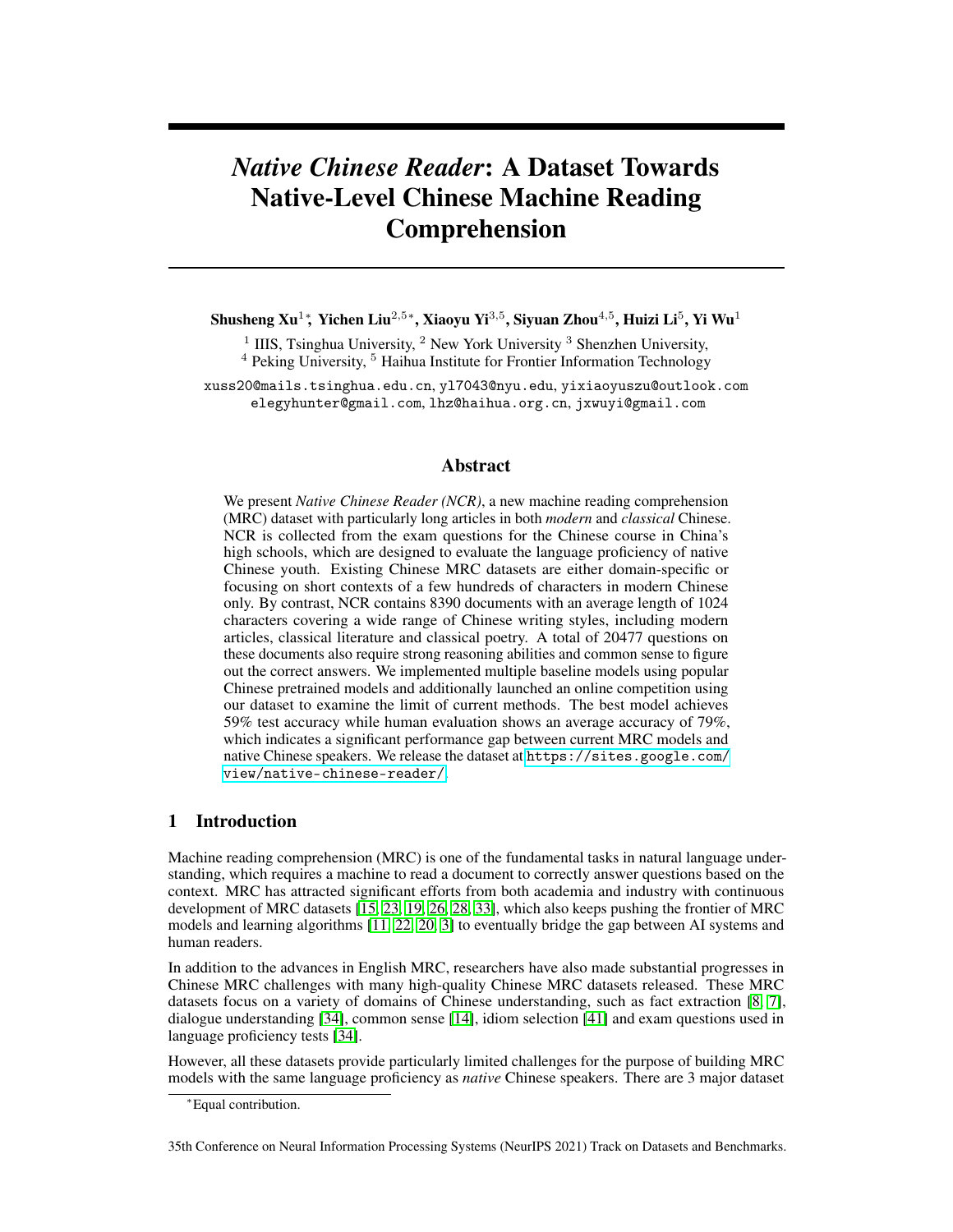# *Native Chinese Reader*: A Dataset Towards Native-Level Chinese Machine Reading Comprehension

**Shusheng Xu**[1]\*, **Yichen Liu**[2,5]\*, **Xiaoyu Yi**[3,5], **Siyuan Zhou**[4,5], **Huizi Li**[5], **Yi Wu**[1]

[1] IIIS, Tsinghua University, [2] New York University [3] Shenzhen University,
[4] Peking University, [5] Haihua Institute for Frontier Information Technology

xuss20@mails.tsinghua.edu.cn, yl7043@nyu.edu, yixiaoyuszu@outlook.com
elegyhunter@gmail.com, lhz@haihua.org.cn, jxwuyi@gmail.com

## Abstract

We present *Native Chinese Reader (NCR)*, a new machine reading comprehension (MRC) dataset with particularly long articles in both *modern* and *classical* Chinese. NCR is collected from the exam questions for the Chinese course in China's high schools, which are designed to evaluate the language proficiency of native Chinese youth. Existing Chinese MRC datasets are either domain-specific or focusing on short contexts of a few hundreds of characters in modern Chinese only. By contrast, NCR contains 8390 documents with an average length of 1024 characters covering a wide range of Chinese writing styles, including modern articles, classical literature and classical poetry. A total of 20477 questions on these documents also require strong reasoning abilities and common sense to figure out the correct answers. We implemented multiple baseline models using popular Chinese pretrained models and additionally launched an online competition using our dataset to examine the limit of current methods. The best model achieves 59% test accuracy while human evaluation shows an average accuracy of 79%, which indicates a significant performance gap between current MRC models and native Chinese speakers. We release the dataset at https://sites.google.com/view/native-chinese-reader/.

## 1 Introduction

Machine reading comprehension (MRC) is one of the fundamental tasks in natural language understanding, which requires a machine to read a document to correctly answer questions based on the context. MRC has attracted significant efforts from both academia and industry with continuous development of MRC datasets [15, 23, 19, 26, 28, 33], which also keeps pushing the frontier of MRC models and learning algorithms [11, 22, 20, 3] to eventually bridge the gap between AI systems and human readers.

In addition to the advances in English MRC, researchers have also made substantial progresses in Chinese MRC challenges with many high-quality Chinese MRC datasets released. These MRC datasets focus on a variety of domains of Chinese understanding, such as fact extraction [8, 7], dialogue understanding [34], common sense [14], idiom selection [41] and exam questions used in language proficiency tests [34].

However, all these datasets provide particularly limited challenges for the purpose of building MRC models with the same language proficiency as *native* Chinese speakers. There are 3 major dataset

\*Equal contribution.

35th Conference on Neural Information Processing Systems (NeurIPS 2021) Track on Datasets and Benchmarks.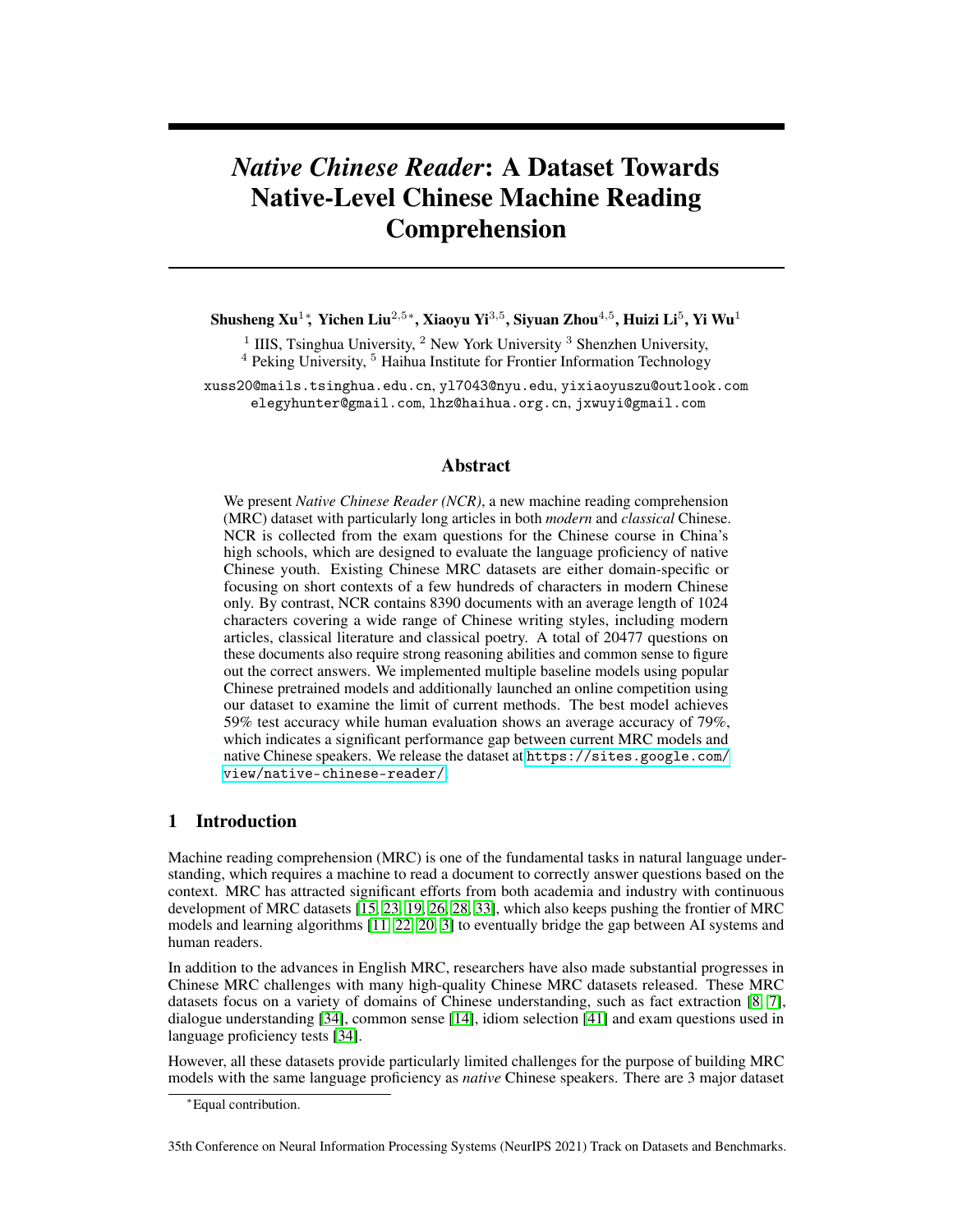# *Native Chinese Reader*: A Dataset Towards Native-Level Chinese Machine Reading Comprehension

**Shusheng Xu**[1]*, **Yichen Liu**[2,5]*, **Xiaoyu Yi**[3,5], **Siyuan Zhou**[4,5], **Huizi Li**[5], **Yi Wu**[1]

[1] IIIS, Tsinghua University, [2] New York University [3] Shenzhen University, [4] Peking University, [5] Haihua Institute for Frontier Information Technology

xuss20@mails.tsinghua.edu.cn, yl7043@nyu.edu, yixiaoyuszu@outlook.com elegyhunter@gmail.com, lhz@haihua.org.cn, jxwuyi@gmail.com

## Abstract

We present *Native Chinese Reader (NCR)*, a new machine reading comprehension (MRC) dataset with particularly long articles in both *modern* and *classical* Chinese. NCR is collected from the exam questions for the Chinese course in China's high schools, which are designed to evaluate the language proficiency of native Chinese youth. Existing Chinese MRC datasets are either domain-specific or focusing on short contexts of a few hundreds of characters in modern Chinese only. By contrast, NCR contains 8390 documents with an average length of 1024 characters covering a wide range of Chinese writing styles, including modern articles, classical literature and classical poetry. A total of 20477 questions on these documents also require strong reasoning abilities and common sense to figure out the correct answers. We implemented multiple baseline models using popular Chinese pretrained models and additionally launched an online competition using our dataset to examine the limit of current methods. The best model achieves 59% test accuracy while human evaluation shows an average accuracy of 79%, which indicates a significant performance gap between current MRC models and native Chinese speakers. We release the dataset at https://sites.google.com/view/native-chinese-reader/.

## 1 Introduction

Machine reading comprehension (MRC) is one of the fundamental tasks in natural language understanding, which requires a machine to read a document to correctly answer questions based on the context. MRC has attracted significant efforts from both academia and industry with continuous development of MRC datasets [15, 23, 19, 26, 28, 33], which also keeps pushing the frontier of MRC models and learning algorithms [11, 22, 20, 3] to eventually bridge the gap between AI systems and human readers.

In addition to the advances in English MRC, researchers have also made substantial progresses in Chinese MRC challenges with many high-quality Chinese MRC datasets released. These MRC datasets focus on a variety of domains of Chinese understanding, such as fact extraction [8, 7], dialogue understanding [34], common sense [14], idiom selection [41] and exam questions used in language proficiency tests [34].

However, all these datasets provide particularly limited challenges for the purpose of building MRC models with the same language proficiency as *native* Chinese speakers. There are 3 major dataset

*Equal contribution.

35th Conference on Neural Information Processing Systems (NeurIPS 2021) Track on Datasets and Benchmarks.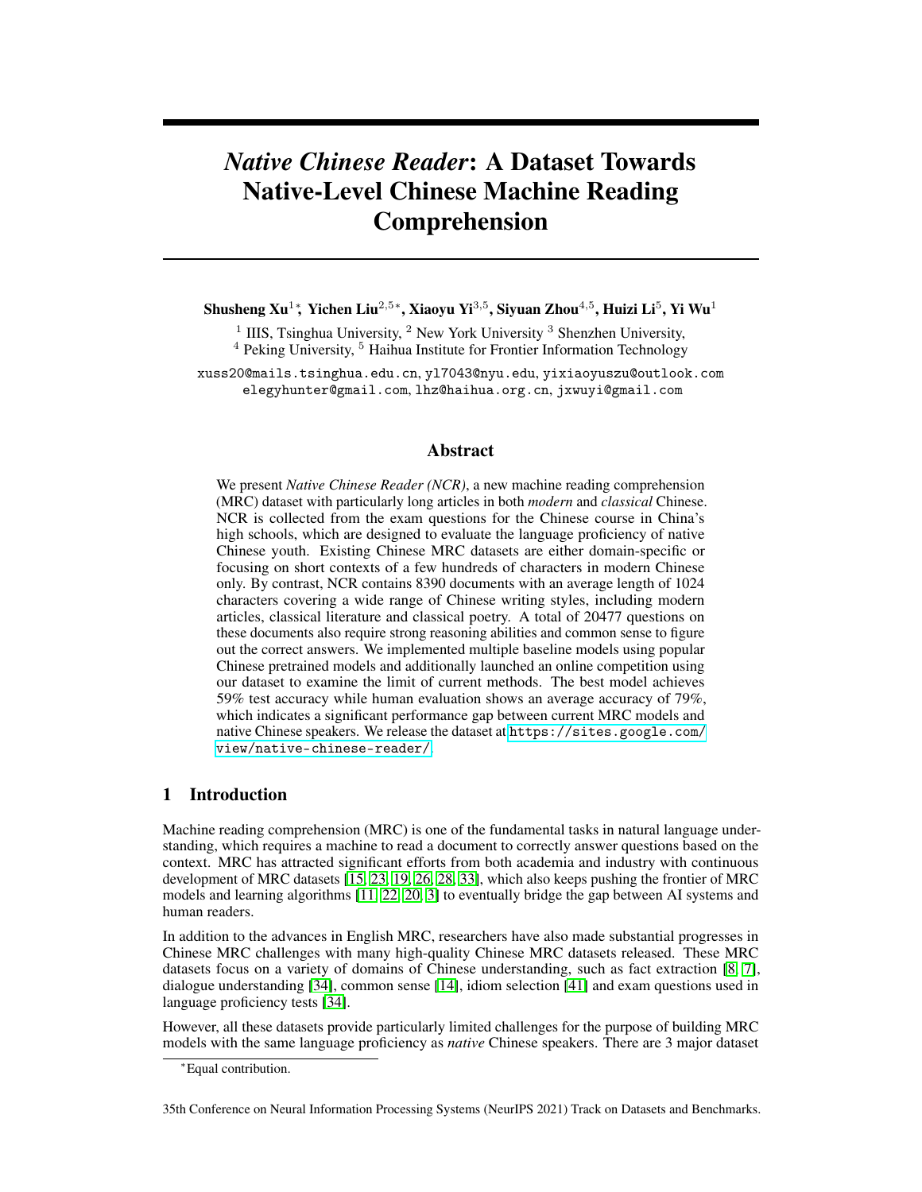# *Native Chinese Reader*: A Dataset Towards Native-Level Chinese Machine Reading Comprehension

**Shusheng Xu**[1]*, **Yichen Liu**[2,5]*, **Xiaoyu Yi**[3,5], **Siyuan Zhou**[4,5], **Huizi Li**[5], **Yi Wu**[1]

[1] IIIS, Tsinghua University, [2] New York University [3] Shenzhen University, [4] Peking University, [5] Haihua Institute for Frontier Information Technology

xuss20@mails.tsinghua.edu.cn, yl7043@nyu.edu, yixiaoyuszu@outlook.com elegyhunter@gmail.com, lhz@haihua.org.cn, jxwuyi@gmail.com

## Abstract

We present *Native Chinese Reader (NCR)*, a new machine reading comprehension (MRC) dataset with particularly long articles in both *modern* and *classical* Chinese. NCR is collected from the exam questions for the Chinese course in China's high schools, which are designed to evaluate the language proficiency of native Chinese youth. Existing Chinese MRC datasets are either domain-specific or focusing on short contexts of a few hundreds of characters in modern Chinese only. By contrast, NCR contains 8390 documents with an average length of 1024 characters covering a wide range of Chinese writing styles, including modern articles, classical literature and classical poetry. A total of 20477 questions on these documents also require strong reasoning abilities and common sense to figure out the correct answers. We implemented multiple baseline models using popular Chinese pretrained models and additionally launched an online competition using our dataset to examine the limit of current methods. The best model achieves 59% test accuracy while human evaluation shows an average accuracy of 79%, which indicates a significant performance gap between current MRC models and native Chinese speakers. We release the dataset at https://sites.google.com/view/native-chinese-reader/.

## 1 Introduction

Machine reading comprehension (MRC) is one of the fundamental tasks in natural language understanding, which requires a machine to read a document to correctly answer questions based on the context. MRC has attracted significant efforts from both academia and industry with continuous development of MRC datasets [15, 23, 19, 26, 28, 33], which also keeps pushing the frontier of MRC models and learning algorithms [11, 22, 20, 3] to eventually bridge the gap between AI systems and human readers.

In addition to the advances in English MRC, researchers have also made substantial progresses in Chinese MRC challenges with many high-quality Chinese MRC datasets released. These MRC datasets focus on a variety of domains of Chinese understanding, such as fact extraction [8, 7], dialogue understanding [34], common sense [14], idiom selection [41] and exam questions used in language proficiency tests [34].

However, all these datasets provide particularly limited challenges for the purpose of building MRC models with the same language proficiency as *native* Chinese speakers. There are 3 major dataset

*Equal contribution.

35th Conference on Neural Information Processing Systems (NeurIPS 2021) Track on Datasets and Benchmarks.